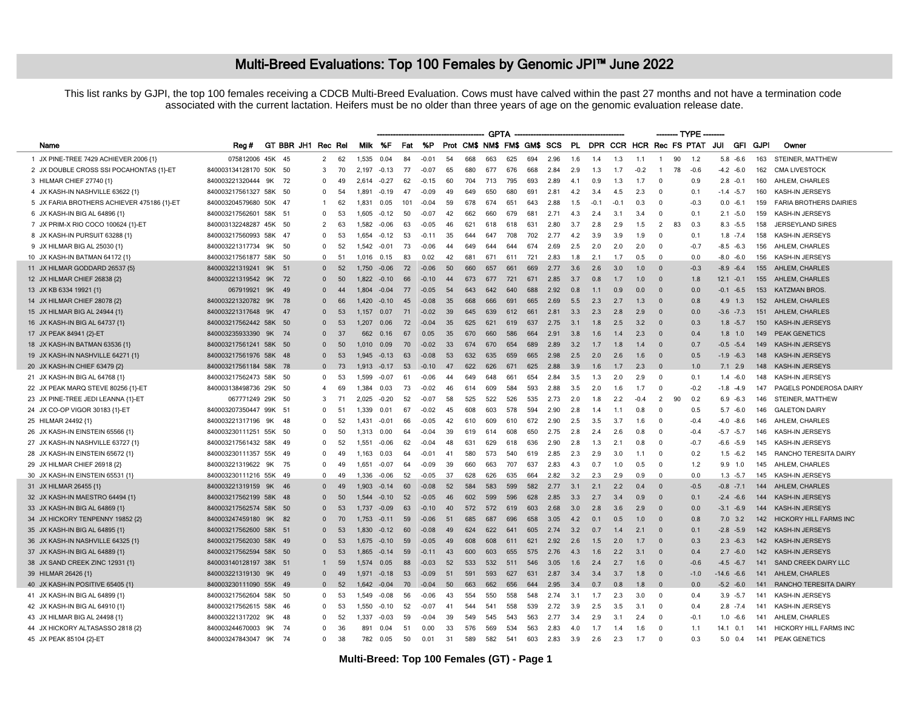# Multi-Breed Evaluations: Top 100 Females by Genomic JPI™ June 2022

This list ranks by GJPI, the top 100 females receiving a CDCB Multi-Breed Evaluation. Cows must have calved within the past 27 months and not have a termination code associated with the current lactation. Heifers must be no older than three years of age on the genomic evaluation release date.

| | | | | | | | | GPTA | | | | | | | | | | | | | | | TYPE | | | | | | |
|---|---|---|---|---|---|---|---|---|---|---|---|---|---|---|---|---|---|---|---|---|---|---|---|---|---|---|---|---|---|
| | Name | Reg # | GT | BBR | JH1 | Rec | Rel | Milk | %F | Fat | %P | Prot | CM$ | NM$ | FM$ | GM$ | SCS | PL | DPR | CCR | HCR | Rec | FS | PTAT | JUI | GFI | GJPI | Owner |
| 1 | JX PINE-TREE 7429 ACHIEVER 2006 {1} | 075812006 | 45K | 45 | | 2 | 62 | 1,535 | 0.04 | 84 | -0.01 | 54 | 668 | 663 | 625 | 694 | 2.96 | 1.6 | 1.4 | 1.3 | 1.1 | 1 | 90 | 1.2 | 5.8 | -6.6 | 163 | STEINER, MATTHEW |
| 2 | JX DOUBLE CROSS SSI POCAHONTAS {1}-ET | 840003134128170 | 50K | 50 | | 3 | 70 | 2,197 | -0.13 | 77 | -0.07 | 65 | 680 | 677 | 676 | 668 | 2.84 | 2.9 | 1.3 | 1.7 | -0.2 | 1 | 78 | -0.6 | -4.2 | -6.0 | 162 | CMA LIVESTOCK |
| 3 | HILMAR CHIEF 27740 {1} | 840003221320444 | 9K | 72 | | 0 | 49 | 2,614 | -0.27 | 62 | -0.15 | 60 | 704 | 713 | 795 | 693 | 2.89 | 4.1 | 0.9 | 1.3 | 1.7 | 0 | | 0.9 | 2.8 | -0.1 | 160 | AHLEM, CHARLES |
| 4 | JX KASH-IN NASHVILLE 63622 {1} | 840003217561327 | 58K | 50 | | 0 | 54 | 1,891 | -0.19 | 47 | -0.09 | 49 | 649 | 650 | 680 | 691 | 2.81 | 4.2 | 3.4 | 4.5 | 2.3 | 0 | | 0.1 | -1.4 | -5.7 | 160 | KASH-IN JERSEYS |
| 5 | JX FARIA BROTHERS ACHIEVER 475186 {1}-ET | 840003204579680 | 50K | 47 | | 1 | 62 | 1,831 | 0.05 | 101 | -0.04 | 59 | 678 | 674 | 651 | 643 | 2.88 | 1.5 | -0.1 | -0.1 | 0.3 | 0 | | -0.3 | 0.0 | -6.1 | 159 | FARIA BROTHERS DAIRIES |
| 6 | JX KASH-IN BIG AL 64896 {1} | 840003217562601 | 58K | 51 | | 0 | 53 | 1,605 | -0.12 | 50 | -0.07 | 42 | 662 | 660 | 679 | 681 | 2.71 | 4.3 | 2.4 | 3.1 | 3.4 | 0 | | 0.1 | 2.1 | -5.0 | 159 | KASH-IN JERSEYS |
| 7 | JX PRIM-X RIO COCO 100624 {1}-ET | 840003132248287 | 45K | 50 | | 2 | 63 | 1,582 | -0.06 | 63 | -0.05 | 46 | 621 | 618 | 618 | 631 | 2.80 | 3.7 | 2.8 | 2.9 | 1.5 | 2 | 83 | 0.3 | 8.3 | -5.5 | 158 | JERSEYLAND SIRES |
| 8 | JX KASH-IN PURSUIT 63288 {1} | 840003217560993 | 58K | 47 | | 0 | 53 | 1,654 | -0.12 | 53 | -0.11 | 35 | 644 | 647 | 708 | 702 | 2.77 | 4.2 | 3.9 | 3.9 | 1.9 | 0 | | 0.1 | 1.8 | -7.4 | 158 | KASH-IN JERSEYS |
| 9 | JX HILMAR BIG AL 25030 {1} | 840003221317734 | 9K | 50 | | 0 | 52 | 1,542 | -0.01 | 73 | -0.06 | 44 | 649 | 644 | 644 | 674 | 2.69 | 2.5 | 2.0 | 2.0 | 2.0 | 0 | | -0.7 | -8.5 | -6.3 | 156 | AHLEM, CHARLES |
| 10 | JX KASH-IN BATMAN 64172 {1} | 840003217561877 | 58K | 50 | | 0 | 51 | 1,016 | 0.15 | 83 | 0.02 | 42 | 681 | 671 | 611 | 721 | 2.83 | 1.8 | 2.1 | 1.7 | 0.5 | 0 | | 0.0 | -8.0 | -6.0 | 156 | KASH-IN JERSEYS |
| 11 | JX HILMAR GODDARD 26537 {5} | 840003221319241 | 9K | 51 | | 0 | 52 | 1,750 | -0.06 | 72 | -0.06 | 50 | 660 | 657 | 661 | 669 | 2.77 | 3.6 | 2.6 | 3.0 | 1.0 | 0 | | -0.3 | -8.9 | -6.4 | 155 | AHLEM, CHARLES |
| 12 | JX HILMAR CHIEF 26838 {2} | 840003221319542 | 9K | 72 | | 0 | 50 | 1,822 | -0.10 | 66 | -0.10 | 44 | 673 | 677 | 721 | 671 | 2.85 | 3.7 | 0.8 | 1.7 | 1.0 | 0 | | 1.8 | 12.1 | -0.1 | 155 | AHLEM, CHARLES |
| 13 | JX KB 6334 19921 {1} | 067919921 | 9K | 49 | | 0 | 44 | 1,804 | -0.04 | 77 | -0.05 | 54 | 643 | 642 | 640 | 688 | 2.92 | 0.8 | 1.1 | 0.9 | 0.0 | 0 | | 0.0 | -0.1 | -6.5 | 153 | KATZMAN BROS. |
| 14 | JX HILMAR CHIEF 28078 {2} | 840003221320782 | 9K | 78 | | 0 | 66 | 1,420 | -0.10 | 45 | -0.08 | 35 | 668 | 666 | 691 | 665 | 2.69 | 5.5 | 2.3 | 2.7 | 1.3 | 0 | | 0.8 | 4.9 | 1.3 | 152 | AHLEM, CHARLES |
| 15 | JX HILMAR BIG AL 24944 {1} | 840003221317648 | 9K | 47 | | 0 | 53 | 1,157 | 0.07 | 71 | -0.02 | 39 | 645 | 639 | 612 | 661 | 2.81 | 3.3 | 2.3 | 2.8 | 2.9 | 0 | | 0.0 | -3.6 | -7.3 | 151 | AHLEM, CHARLES |
| 16 | JX KASH-IN BIG AL 64737 {1} | 840003217562442 | 58K | 50 | | 0 | 53 | 1,207 | 0.06 | 72 | -0.04 | 35 | 625 | 621 | 619 | 637 | 2.75 | 3.1 | 1.8 | 2.5 | 3.2 | 0 | | 0.3 | 1.8 | -5.7 | 150 | KASH-IN JERSEYS |
| 17 | JX PEAK 84941 {2}-ET | 840003235933390 | 9K | 74 | | 0 | 37 | 662 | 0.16 | 67 | 0.05 | 35 | 670 | 660 | 586 | 664 | 2.91 | 3.8 | 1.6 | 1.4 | 2.3 | 0 | | 0.4 | 1.8 | 1.0 | 149 | PEAK GENETICS |
| 18 | JX KASH-IN BATMAN 63536 {1} | 840003217561241 | 58K | 50 | | 0 | 50 | 1,010 | 0.09 | 70 | -0.02 | 33 | 674 | 670 | 654 | 689 | 2.89 | 3.2 | 1.7 | 1.8 | 1.4 | 0 | | 0.7 | -0.5 | -5.4 | 149 | KASH-IN JERSEYS |
| 19 | JX KASH-IN NASHVILLE 64271 {1} | 840003217561976 | 58K | 48 | | 0 | 53 | 1,945 | -0.13 | 63 | -0.08 | 53 | 632 | 635 | 659 | 665 | 2.98 | 2.5 | 2.0 | 2.6 | 1.6 | 0 | | 0.5 | -1.9 | -6.3 | 148 | KASH-IN JERSEYS |
| 20 | JX KASH-IN CHIEF 63479 {2} | 840003217561184 | 58K | 78 | | 0 | 73 | 1,913 | -0.17 | 53 | -0.10 | 47 | 622 | 626 | 671 | 625 | 2.88 | 3.9 | 1.6 | 1.7 | 2.3 | 0 | | 1.0 | 7.1 | 2.9 | 148 | KASH-IN JERSEYS |
| 21 | JX KASH-IN BIG AL 64768 {1} | 840003217562473 | 58K | 50 | | 0 | 53 | 1,599 | -0.07 | 61 | -0.06 | 44 | 649 | 648 | 661 | 654 | 2.84 | 3.5 | 1.3 | 2.0 | 2.9 | 0 | | 0.1 | 1.4 | -6.0 | 148 | KASH-IN JERSEYS |
| 22 | JX PEAK MARQ STEVE 80256 {1}-ET | 840003138498736 | 29K | 50 | | 4 | 69 | 1,384 | 0.03 | 73 | -0.02 | 46 | 614 | 609 | 584 | 593 | 2.88 | 3.5 | 2.0 | 1.6 | 1.7 | 0 | | -0.2 | -1.8 | -4.9 | 147 | PAGELS PONDEROSA DAIRY |
| 23 | JX PINE-TREE JEDI LEANNA {1}-ET | 067771249 | 29K | 50 | | 3 | 71 | 2,025 | -0.20 | 52 | -0.07 | 58 | 525 | 522 | 526 | 535 | 2.73 | 2.0 | 1.8 | 2.2 | -0.4 | 2 | 90 | 0.2 | 6.9 | -6.3 | 146 | STEINER, MATTHEW |
| 24 | JX CO-OP VIGOR 30183 {1}-ET | 840003207350447 | 99K | 51 | | 0 | 51 | 1,339 | 0.01 | 67 | -0.02 | 45 | 608 | 603 | 578 | 594 | 2.90 | 2.8 | 1.4 | 1.1 | 0.8 | 0 | | 0.5 | 5.7 | -6.0 | 146 | GALETON DAIRY |
| 25 | HILMAR 24492 {1} | 840003221317196 | 9K | 48 | | 0 | 52 | 1,431 | -0.01 | 66 | -0.05 | 42 | 610 | 609 | 610 | 672 | 2.90 | 2.5 | 3.5 | 3.7 | 1.6 | 0 | | -0.4 | -4.0 | -8.6 | 146 | AHLEM, CHARLES |
| 26 | JX KASH-IN EINSTEIN 65566 {1} | 840003230111251 | 55K | 50 | | 0 | 50 | 1,313 | 0.00 | 64 | -0.04 | 39 | 619 | 614 | 608 | 650 | 2.75 | 2.8 | 2.4 | 2.6 | 0.8 | 0 | | -0.4 | -5.7 | -5.7 | 146 | KASH-IN JERSEYS |
| 27 | JX KASH-IN NASHVILLE 63727 {1} | 840003217561432 | 58K | 49 | | 0 | 52 | 1,551 | -0.06 | 62 | -0.04 | 48 | 631 | 629 | 618 | 636 | 2.90 | 2.8 | 1.3 | 2.1 | 0.8 | 0 | | -0.7 | -6.6 | -5.9 | 145 | KASH-IN JERSEYS |
| 28 | JX KASH-IN EINSTEIN 65672 {1} | 840003230111357 | 55K | 49 | | 0 | 49 | 1,163 | 0.03 | 64 | -0.01 | 41 | 580 | 573 | 540 | 619 | 2.85 | 2.3 | 2.9 | 3.0 | 1.1 | 0 | | 0.2 | 1.5 | -6.2 | 145 | RANCHO TERESITA DAIRY |
| 29 | JX HILMAR CHIEF 26918 {2} | 840003221319622 | 9K | 75 | | 0 | 49 | 1,651 | -0.07 | 64 | -0.09 | 39 | 660 | 663 | 707 | 637 | 2.83 | 4.3 | 0.7 | 1.0 | 0.5 | 0 | | 1.2 | 9.9 | 1.0 | 145 | AHLEM, CHARLES |
| 30 | JX KASH-IN EINSTEIN 65531 {1} | 840003230111216 | 55K | 49 | | 0 | 49 | 1,336 | -0.06 | 52 | -0.05 | 37 | 628 | 626 | 635 | 664 | 2.82 | 3.2 | 2.3 | 2.9 | 0.9 | 0 | | 0.0 | 1.3 | -5.7 | 145 | KASH-IN JERSEYS |
| 31 | JX HILMAR 26455 {1} | 840003221319159 | 9K | 46 | | 0 | 49 | 1,903 | -0.14 | 60 | -0.08 | 52 | 584 | 583 | 599 | 582 | 2.77 | 3.1 | 2.1 | 2.2 | 0.4 | 0 | | -0.5 | -0.8 | -7.1 | 144 | AHLEM, CHARLES |
| 32 | JX KASH-IN MAESTRO 64494 {1} | 840003217562199 | 58K | 48 | | 0 | 50 | 1,544 | -0.10 | 52 | -0.05 | 46 | 602 | 599 | 596 | 628 | 2.85 | 3.3 | 2.7 | 3.4 | 0.9 | 0 | | 0.1 | -2.4 | -6.6 | 144 | KASH-IN JERSEYS |
| 33 | JX KASH-IN BIG AL 64869 {1} | 840003217562574 | 58K | 50 | | 0 | 53 | 1,737 | -0.09 | 63 | -0.10 | 40 | 572 | 572 | 619 | 603 | 2.68 | 3.0 | 2.8 | 3.6 | 2.9 | 0 | | 0.0 | -3.1 | -6.9 | 144 | KASH-IN JERSEYS |
| 34 | JX HICKORY TENPENNY 19852 {2} | 840003247459180 | 9K | 82 | | 0 | 70 | 1,753 | -0.11 | 59 | -0.06 | 51 | 685 | 687 | 696 | 658 | 3.05 | 4.2 | 0.1 | 0.5 | 1.0 | 0 | | 0.8 | 7.0 | 3.2 | 142 | HICKORY HILL FARMS INC |
| 35 | JX KASH-IN BIG AL 64895 {1} | 840003217562600 | 58K | 51 | | 0 | 53 | 1,830 | -0.12 | 60 | -0.08 | 49 | 624 | 622 | 641 | 605 | 2.74 | 3.2 | 0.7 | 1.4 | 2.1 | 0 | | 0.1 | -2.8 | -5.9 | 142 | KASH-IN JERSEYS |
| 36 | JX KASH-IN NASHVILLE 64325 {1} | 840003217562030 | 58K | 49 | | 0 | 53 | 1,675 | -0.10 | 59 | -0.05 | 49 | 608 | 608 | 611 | 621 | 2.92 | 2.6 | 1.5 | 2.0 | 1.7 | 0 | | 0.3 | 2.3 | -6.3 | 142 | KASH-IN JERSEYS |
| 37 | JX KASH-IN BIG AL 64889 {1} | 840003217562594 | 58K | 50 | | 0 | 53 | 1,865 | -0.14 | 59 | -0.11 | 43 | 600 | 603 | 655 | 575 | 2.76 | 4.3 | 1.6 | 2.2 | 3.1 | 0 | | 0.4 | 2.7 | -6.0 | 142 | KASH-IN JERSEYS |
| 38 | JX SAND CREEK ZINC 12931 {1} | 840003140128197 | 38K | 51 | | 1 | 59 | 1,574 | 0.05 | 88 | -0.03 | 52 | 533 | 532 | 511 | 546 | 3.05 | 1.6 | 2.4 | 2.7 | 1.6 | 0 | | -0.6 | -4.5 | -6.7 | 141 | SAND CREEK DAIRY LLC |
| 39 | HILMAR 26426 {1} | 840003221319130 | 9K | 49 | | 0 | 49 | 1,971 | -0.18 | 53 | -0.09 | 51 | 591 | 593 | 627 | 631 | 2.87 | 3.4 | 3.4 | 3.7 | 1.8 | 0 | | -1.0 | -14.6 | -6.6 | 141 | AHLEM, CHARLES |
| 40 | JX KASH-IN POSITIVE 65405 {1} | 840003230111090 | 55K | 49 | | 0 | 52 | 1,642 | -0.04 | 70 | -0.04 | 50 | 663 | 662 | 656 | 644 | 2.95 | 3.4 | 0.7 | 0.8 | 1.8 | 0 | | 0.0 | -5.2 | -6.0 | 141 | RANCHO TERESITA DAIRY |
| 41 | JX KASH-IN BIG AL 64899 {1} | 840003217562604 | 58K | 50 | | 0 | 53 | 1,549 | -0.08 | 56 | -0.06 | 43 | 554 | 550 | 558 | 548 | 2.74 | 3.1 | 1.7 | 2.3 | 3.0 | 0 | | 0.4 | 3.9 | -5.7 | 141 | KASH-IN JERSEYS |
| 42 | JX KASH-IN BIG AL 64910 {1} | 840003217562615 | 58K | 46 | | 0 | 53 | 1,550 | -0.10 | 52 | -0.07 | 41 | 544 | 541 | 558 | 539 | 2.72 | 3.9 | 2.5 | 3.5 | 3.1 | 0 | | 0.4 | 2.8 | -7.4 | 141 | KASH-IN JERSEYS |
| 43 | JX HILMAR BIG AL 24498 {1} | 840003221317202 | 9K | 48 | | 0 | 52 | 1,337 | -0.03 | 59 | -0.04 | 39 | 549 | 545 | 543 | 563 | 2.77 | 3.4 | 2.9 | 3.1 | 2.4 | 0 | | -0.1 | 1.0 | -6.6 | 141 | AHLEM, CHARLES |
| 44 | JX HICKORY ALTASASSO 2818 {2} | 840003244670003 | 9K | 74 | | 0 | 36 | 891 | 0.04 | 51 | 0.00 | 33 | 576 | 569 | 534 | 563 | 2.83 | 4.0 | 1.7 | 1.4 | 1.6 | 0 | | 1.1 | 14.1 | 0.1 | 141 | HICKORY HILL FARMS INC |
| 45 | JX PEAK 85104 {2}-ET | 840003247843047 | 9K | 74 | | 0 | 38 | 782 | 0.05 | 50 | 0.01 | 31 | 589 | 582 | 541 | 603 | 2.83 | 3.9 | 2.6 | 2.3 | 1.7 | 0 | | 0.3 | 5.0 | 0.4 | 141 | PEAK GENETICS |

Multi-Breed: Top 100 Females (GT) - Page 1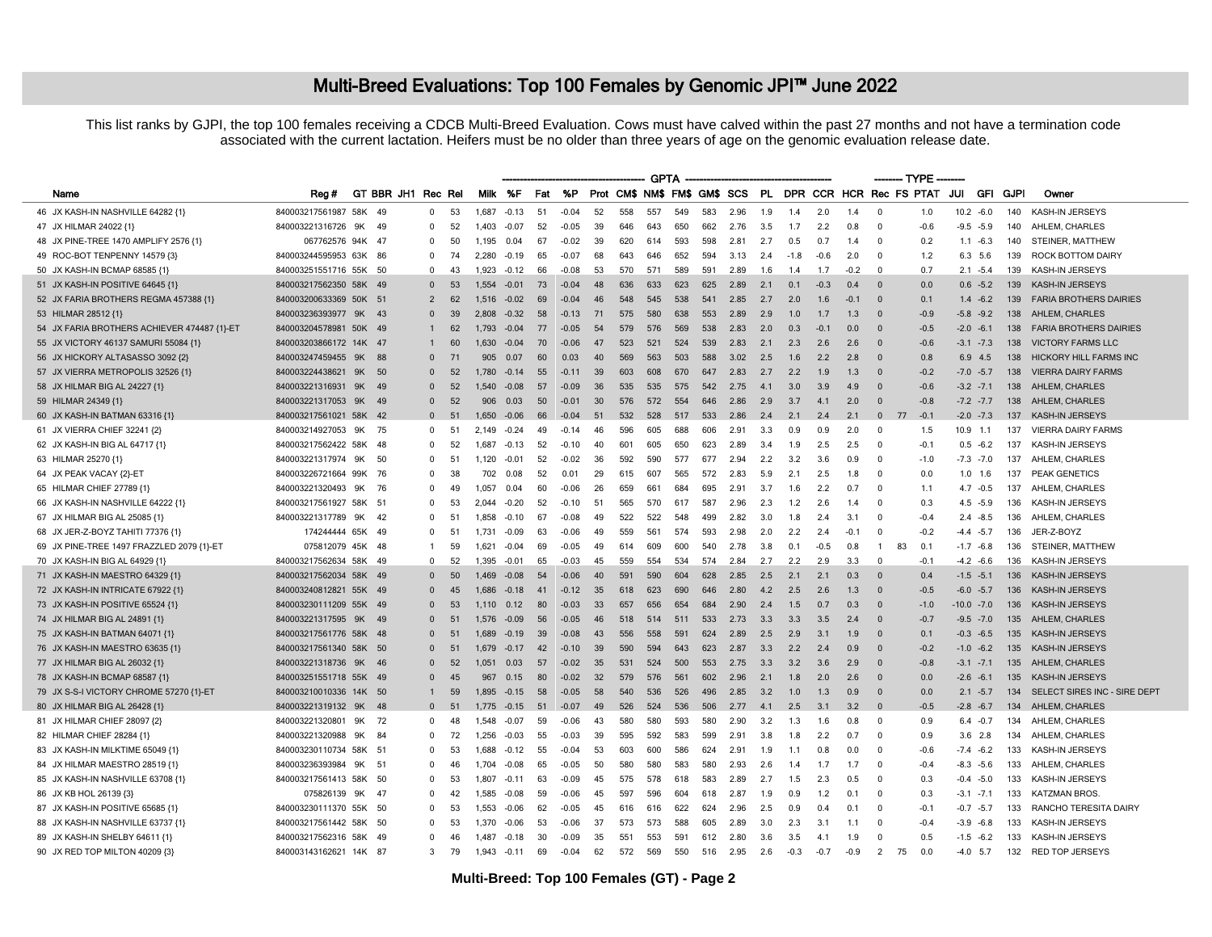# Multi-Breed Evaluations: Top 100 Females by Genomic JPI™ June 2022

This list ranks by GJPI, the top 100 females receiving a CDCB Multi-Breed Evaluation. Cows must have calved within the past 27 months and not have a termination code associated with the current lactation. Heifers must be no older than three years of age on the genomic evaluation release date.

| | Name | Reg # | GT | BBR | JH1 | Rec | Rel | GPTA Milk | %F | Fat | %P | Prot | CM$ | NM$ | FM$ | GM$ | SCS | PL | DPR | CCR | HCR | TYPE Rec | FS | PTAT | JUI | GFI | GJPI | Owner |
|---|---|---|---|---|---|---|---|---|---|---|---|---|---|---|---|---|---|---|---|---|---|---|---|---|---|---|---|---|
| 46 | JX KASH-IN NASHVILLE 64282 {1} | 840003217561987 | 58K | 49 | | 0 | 53 | 1,687 | -0.13 | 51 | -0.04 | 52 | 558 | 557 | 549 | 583 | 2.96 | 1.9 | 1.4 | 2.0 | 1.4 | 0 | | 1.0 | 10.2 | -6.0 | 140 | KASH-IN JERSEYS |
| 47 | JX HILMAR 24022 {1} | 840003221316726 | 9K | 49 | | 0 | 52 | 1,403 | -0.07 | 52 | -0.05 | 39 | 646 | 643 | 650 | 662 | 2.76 | 3.5 | 1.7 | 2.2 | 0.8 | 0 | | -0.6 | -9.5 | -5.9 | 140 | AHLEM, CHARLES |
| 48 | JX PINE-TREE 1470 AMPLIFY 2576 {1} | 067762576 | 94K | 47 | | 0 | 50 | 1,195 | 0.04 | 67 | -0.02 | 39 | 620 | 614 | 593 | 598 | 2.81 | 2.7 | 0.5 | 0.7 | 1.4 | 0 | | 0.2 | 1.1 | -6.3 | 140 | STEINER, MATTHEW |
| 49 | ROC-BOT TENPENNY 14579 {3} | 840003244595953 | 63K | 86 | | 0 | 74 | 2,280 | -0.19 | 65 | -0.07 | 68 | 643 | 646 | 652 | 594 | 3.13 | 2.4 | -1.8 | -0.6 | 2.0 | 0 | | 1.2 | 6.3 | 5.6 | 139 | ROCK BOTTOM DAIRY |
| 50 | JX KASH-IN BCMAP 68585 {1} | 840003251551716 | 55K | 50 | | 0 | 43 | 1,923 | -0.12 | 66 | -0.08 | 53 | 570 | 571 | 589 | 591 | 2.89 | 1.6 | 1.4 | 1.7 | -0.2 | 0 | | 0.7 | 2.1 | -5.4 | 139 | KASH-IN JERSEYS |
| 51 | JX KASH-IN POSITIVE 64645 {1} | 840003217562350 | 58K | 49 | | 0 | 53 | 1,554 | -0.01 | 73 | -0.04 | 48 | 636 | 633 | 623 | 625 | 2.89 | 2.1 | 0.1 | -0.3 | 0.4 | 0 | | 0.0 | 0.6 | -5.2 | 139 | KASH-IN JERSEYS |
| 52 | JX FARIA BROTHERS REGMA 457388 {1} | 840003200633369 | 50K | 51 | | 2 | 62 | 1,516 | -0.02 | 69 | -0.04 | 46 | 548 | 545 | 538 | 541 | 2.85 | 2.7 | 2.0 | 1.6 | -0.1 | 0 | | 0.1 | 1.4 | -6.2 | 139 | FARIA BROTHERS DAIRIES |
| 53 | HILMAR 28512 {1} | 840003236393977 | 9K | 43 | | 0 | 39 | 2,808 | -0.32 | 58 | -0.13 | 71 | 575 | 580 | 638 | 553 | 2.89 | 2.9 | 1.0 | 1.7 | 1.3 | 0 | | -0.9 | -5.8 | -9.2 | 138 | AHLEM, CHARLES |
| 54 | JX FARIA BROTHERS ACHIEVER 474487 {1}-ET | 840003204578981 | 50K | 49 | | 1 | 62 | 1,793 | -0.04 | 77 | -0.05 | 54 | 579 | 576 | 569 | 538 | 2.83 | 2.0 | 0.3 | -0.1 | 0.0 | 0 | | -0.5 | -2.0 | -6.1 | 138 | FARIA BROTHERS DAIRIES |
| 55 | JX VICTORY 46137 SAMURI 55084 {1} | 840003203866172 | 14K | 47 | | 1 | 60 | 1,630 | -0.04 | 70 | -0.06 | 47 | 523 | 521 | 524 | 539 | 2.83 | 2.1 | 2.3 | 2.6 | 2.6 | 0 | | -0.6 | -3.1 | -7.3 | 138 | VICTORY FARMS LLC |
| 56 | JX HICKORY ALTASASSO 3092 {2} | 840003247459455 | 9K | 88 | | 0 | 71 | 905 | 0.07 | 60 | 0.03 | 40 | 569 | 563 | 503 | 588 | 3.02 | 2.5 | 1.6 | 2.2 | 2.8 | 0 | | 0.8 | 6.9 | 4.5 | 138 | HICKORY HILL FARMS INC |
| 57 | JX VIERRA METROPOLIS 32526 {1} | 840003224438621 | 9K | 50 | | 0 | 52 | 1,780 | -0.14 | 55 | -0.11 | 39 | 603 | 608 | 670 | 647 | 2.83 | 2.7 | 2.2 | 1.9 | 1.3 | 0 | | -0.2 | -7.0 | -5.7 | 138 | VIERRA DAIRY FARMS |
| 58 | JX HILMAR BIG AL 24227 {1} | 840003221316931 | 9K | 49 | | 0 | 52 | 1,540 | -0.08 | 57 | -0.09 | 36 | 535 | 535 | 575 | 542 | 2.75 | 4.1 | 3.0 | 3.9 | 4.9 | 0 | | -0.6 | -3.2 | -7.1 | 138 | AHLEM, CHARLES |
| 59 | HILMAR 24349 {1} | 840003221317053 | 9K | 49 | | 0 | 52 | 906 | 0.03 | 50 | -0.01 | 30 | 576 | 572 | 554 | 646 | 2.86 | 2.9 | 3.7 | 4.1 | 2.0 | 0 | | -0.8 | -7.2 | -7.7 | 138 | AHLEM, CHARLES |
| 60 | JX KASH-IN BATMAN 63316 {1} | 840003217561021 | 58K | 42 | | 0 | 51 | 1,650 | -0.06 | 66 | -0.04 | 51 | 532 | 528 | 517 | 533 | 2.86 | 2.4 | 2.1 | 2.4 | 2.1 | 0 | 77 | -0.1 | -2.0 | -7.3 | 137 | KASH-IN JERSEYS |
| 61 | JX VIERRA CHIEF 32241 {2} | 840003214927053 | 9K | 75 | | 0 | 51 | 2,149 | -0.24 | 49 | -0.14 | 46 | 596 | 605 | 688 | 606 | 2.91 | 3.3 | 0.9 | 0.9 | 2.0 | 0 | | 1.5 | 10.9 | 1.1 | 137 | VIERRA DAIRY FARMS |
| 62 | JX KASH-IN BIG AL 64717 {1} | 840003217562422 | 58K | 48 | | 0 | 52 | 1,687 | -0.13 | 52 | -0.10 | 40 | 601 | 605 | 650 | 623 | 2.89 | 3.4 | 1.9 | 2.5 | 2.5 | 0 | | -0.1 | 0.5 | -6.2 | 137 | KASH-IN JERSEYS |
| 63 | HILMAR 25270 {1} | 840003221317974 | 9K | 50 | | 0 | 51 | 1,120 | -0.01 | 52 | -0.02 | 36 | 592 | 590 | 577 | 677 | 2.94 | 2.2 | 3.2 | 3.6 | 0.9 | 0 | | -1.0 | -7.3 | -7.0 | 137 | AHLEM, CHARLES |
| 64 | JX PEAK VACAY {2}-ET | 840003226721664 | 99K | 76 | | 0 | 38 | 702 | 0.08 | 52 | 0.01 | 29 | 615 | 607 | 565 | 572 | 2.83 | 5.9 | 2.1 | 2.5 | 1.8 | 0 | | 0.0 | 1.0 | 1.6 | 137 | PEAK GENETICS |
| 65 | HILMAR CHIEF 27789 {1} | 840003221320493 | 9K | 76 | | 0 | 49 | 1,057 | 0.04 | 60 | -0.06 | 26 | 659 | 661 | 684 | 695 | 2.91 | 3.7 | 1.6 | 2.2 | 0.7 | 0 | | 1.1 | 4.7 | -0.5 | 137 | AHLEM, CHARLES |
| 66 | JX KASH-IN NASHVILLE 64222 {1} | 840003217561927 | 58K | 51 | | 0 | 53 | 2,044 | -0.20 | 52 | -0.10 | 51 | 565 | 570 | 617 | 587 | 2.96 | 2.3 | 1.2 | 2.6 | 1.4 | 0 | | 0.3 | 4.5 | -5.9 | 136 | KASH-IN JERSEYS |
| 67 | JX HILMAR BIG AL 25085 {1} | 840003221317789 | 9K | 42 | | 0 | 51 | 1,858 | -0.10 | 67 | -0.08 | 49 | 522 | 522 | 548 | 499 | 2.82 | 3.0 | 1.8 | 2.4 | 3.1 | 0 | | -0.4 | 2.4 | -8.5 | 136 | AHLEM, CHARLES |
| 68 | JX JER-Z-BOYZ TAHITI 77376 {1} | 174244444 | 65K | 49 | | 0 | 51 | 1,731 | -0.09 | 63 | -0.06 | 49 | 559 | 561 | 574 | 593 | 2.98 | 2.0 | 2.2 | 2.4 | -0.1 | 0 | | -0.2 | -4.4 | -5.7 | 136 | JER-Z-BOYZ |
| 69 | JX PINE-TREE 1497 FRAZZLED 2079 {1}-ET | 075812079 | 45K | 48 | | 1 | 59 | 1,621 | -0.04 | 69 | -0.05 | 49 | 614 | 609 | 600 | 540 | 2.78 | 3.8 | 0.1 | -0.5 | 0.8 | 1 | 83 | 0.1 | -1.7 | -6.8 | 136 | STEINER, MATTHEW |
| 70 | JX KASH-IN BIG AL 64929 {1} | 840003217562634 | 58K | 49 | | 0 | 52 | 1,395 | -0.01 | 65 | -0.03 | 45 | 559 | 554 | 534 | 574 | 2.84 | 2.7 | 2.2 | 2.9 | 3.3 | 0 | | -0.1 | -4.2 | -6.6 | 136 | KASH-IN JERSEYS |
| 71 | JX KASH-IN MAESTRO 64329 {1} | 840003217562034 | 58K | 49 | | 0 | 50 | 1,469 | -0.08 | 54 | -0.06 | 40 | 591 | 590 | 604 | 628 | 2.85 | 2.5 | 2.1 | 2.1 | 0.3 | 0 | | 0.4 | -1.5 | -5.1 | 136 | KASH-IN JERSEYS |
| 72 | JX KASH-IN INTRICATE 67922 {1} | 840003240812821 | 55K | 49 | | 0 | 45 | 1,686 | -0.18 | 41 | -0.12 | 35 | 618 | 623 | 690 | 646 | 2.80 | 4.2 | 2.5 | 2.6 | 1.3 | 0 | | -0.5 | -6.0 | -5.7 | 136 | KASH-IN JERSEYS |
| 73 | JX KASH-IN POSITIVE 65524 {1} | 840003230111209 | 55K | 49 | | 0 | 53 | 1,110 | 0.12 | 80 | -0.03 | 33 | 657 | 656 | 654 | 684 | 2.90 | 2.4 | 1.5 | 0.7 | 0.3 | 0 | | -1.0 | -10.0 | -7.0 | 136 | KASH-IN JERSEYS |
| 74 | JX HILMAR BIG AL 24891 {1} | 840003221317595 | 9K | 49 | | 0 | 51 | 1,576 | -0.09 | 56 | -0.05 | 46 | 518 | 514 | 511 | 533 | 2.73 | 3.3 | 3.3 | 3.5 | 2.4 | 0 | | -0.7 | -9.5 | -7.0 | 135 | AHLEM, CHARLES |
| 75 | JX KASH-IN BATMAN 64071 {1} | 840003217561776 | 58K | 48 | | 0 | 51 | 1,689 | -0.19 | 39 | -0.08 | 43 | 556 | 558 | 591 | 624 | 2.89 | 2.5 | 2.9 | 3.1 | 1.9 | 0 | | 0.1 | -0.3 | -6.5 | 135 | KASH-IN JERSEYS |
| 76 | JX KASH-IN MAESTRO 63635 {1} | 840003217561340 | 58K | 50 | | 0 | 51 | 1,679 | -0.17 | 42 | -0.10 | 39 | 590 | 594 | 643 | 623 | 2.87 | 3.3 | 2.2 | 2.4 | 0.9 | 0 | | -0.2 | -1.0 | -6.2 | 135 | KASH-IN JERSEYS |
| 77 | JX HILMAR BIG AL 26032 {1} | 840003221318736 | 9K | 46 | | 0 | 52 | 1,051 | 0.03 | 57 | -0.02 | 35 | 531 | 524 | 500 | 553 | 2.75 | 3.3 | 3.2 | 3.6 | 2.9 | 0 | | -0.8 | -3.1 | -7.1 | 135 | AHLEM, CHARLES |
| 78 | JX KASH-IN BCMAP 68587 {1} | 840003251551718 | 55K | 49 | | 0 | 45 | 967 | 0.15 | 80 | -0.02 | 32 | 579 | 576 | 561 | 602 | 2.96 | 2.1 | 1.8 | 2.0 | 2.6 | 0 | | 0.0 | -2.6 | -6.1 | 135 | KASH-IN JERSEYS |
| 79 | JX S-S-I VICTORY CHROME 57270 {1}-ET | 840003210010336 | 14K | 50 | | 1 | 59 | 1,895 | -0.15 | 58 | -0.05 | 58 | 540 | 536 | 526 | 496 | 2.85 | 3.2 | 1.0 | 1.3 | 0.9 | 0 | | 0.0 | 2.1 | -5.7 | 134 | SELECT SIRES INC - SIRE DEPT |
| 80 | JX HILMAR BIG AL 26428 {1} | 840003221319132 | 9K | 48 | | 0 | 51 | 1,775 | -0.15 | 51 | -0.07 | 49 | 526 | 524 | 536 | 506 | 2.77 | 4.1 | 2.5 | 3.1 | 3.2 | 0 | | -0.5 | -2.8 | -6.7 | 134 | AHLEM, CHARLES |
| 81 | JX HILMAR CHIEF 28097 {2} | 840003221320801 | 9K | 72 | | 0 | 48 | 1,548 | -0.07 | 59 | -0.06 | 43 | 580 | 580 | 593 | 580 | 2.90 | 3.2 | 1.3 | 1.6 | 0.8 | 0 | | 0.9 | 6.4 | -0.7 | 134 | AHLEM, CHARLES |
| 82 | HILMAR CHIEF 28284 {1} | 840003221320988 | 9K | 84 | | 0 | 72 | 1,256 | -0.03 | 55 | -0.03 | 39 | 595 | 592 | 583 | 599 | 2.91 | 3.8 | 1.8 | 2.2 | 0.7 | 0 | | 0.9 | 3.6 | 2.8 | 134 | AHLEM, CHARLES |
| 83 | JX KASH-IN MILKTIME 65049 {1} | 840003230110734 | 58K | 51 | | 0 | 53 | 1,688 | -0.12 | 55 | -0.04 | 53 | 603 | 600 | 586 | 624 | 2.91 | 1.9 | 1.1 | 0.8 | 0.0 | 0 | | -0.6 | -7.4 | -6.2 | 133 | KASH-IN JERSEYS |
| 84 | JX HILMAR MAESTRO 28519 {1} | 840003236393984 | 9K | 51 | | 0 | 46 | 1,704 | -0.08 | 65 | -0.05 | 50 | 580 | 580 | 583 | 580 | 2.93 | 2.6 | 1.4 | 1.7 | 1.7 | 0 | | -0.4 | -8.3 | -5.6 | 133 | AHLEM, CHARLES |
| 85 | JX KASH-IN NASHVILLE 63708 {1} | 840003217561413 | 58K | 50 | | 0 | 53 | 1,807 | -0.11 | 63 | -0.09 | 45 | 575 | 578 | 618 | 583 | 2.89 | 2.7 | 1.5 | 2.3 | 0.5 | 0 | | 0.3 | -0.4 | -5.0 | 133 | KASH-IN JERSEYS |
| 86 | JX KB HOL 26139 {3} | 075826139 | 9K | 47 | | 0 | 42 | 1,585 | -0.08 | 59 | -0.06 | 45 | 597 | 596 | 604 | 618 | 2.87 | 1.9 | 0.9 | 1.2 | 0.1 | 0 | | 0.3 | -3.1 | -7.1 | 133 | KATZMAN BROS. |
| 87 | JX KASH-IN POSITIVE 65685 {1} | 840003230111370 | 55K | 50 | | 0 | 53 | 1,553 | -0.06 | 62 | -0.05 | 45 | 616 | 616 | 622 | 624 | 2.96 | 2.5 | 0.9 | 0.4 | 0.1 | 0 | | -0.1 | -0.7 | -5.7 | 133 | RANCHO TERESITA DAIRY |
| 88 | JX KASH-IN NASHVILLE 63737 {1} | 840003217561442 | 58K | 50 | | 0 | 53 | 1,370 | -0.06 | 53 | -0.06 | 37 | 573 | 573 | 588 | 605 | 2.89 | 3.0 | 2.3 | 3.1 | 1.1 | 0 | | -0.4 | -3.9 | -6.8 | 133 | KASH-IN JERSEYS |
| 89 | JX KASH-IN SHELBY 64611 {1} | 840003217562316 | 58K | 49 | | 0 | 46 | 1,487 | -0.18 | 30 | -0.09 | 35 | 551 | 553 | 591 | 612 | 2.80 | 3.6 | 3.5 | 4.1 | 1.9 | 0 | | 0.5 | -1.5 | -6.2 | 133 | KASH-IN JERSEYS |
| 90 | JX RED TOP MILTON 40209 {3} | 840003143162621 | 14K | 87 | | 3 | 79 | 1,943 | -0.11 | 69 | -0.04 | 62 | 572 | 569 | 550 | 516 | 2.95 | 2.6 | -0.3 | -0.7 | -0.9 | 2 | 75 | 0.0 | -4.0 | 5.7 | 132 | RED TOP JERSEYS |

Multi-Breed: Top 100 Females (GT) - Page 2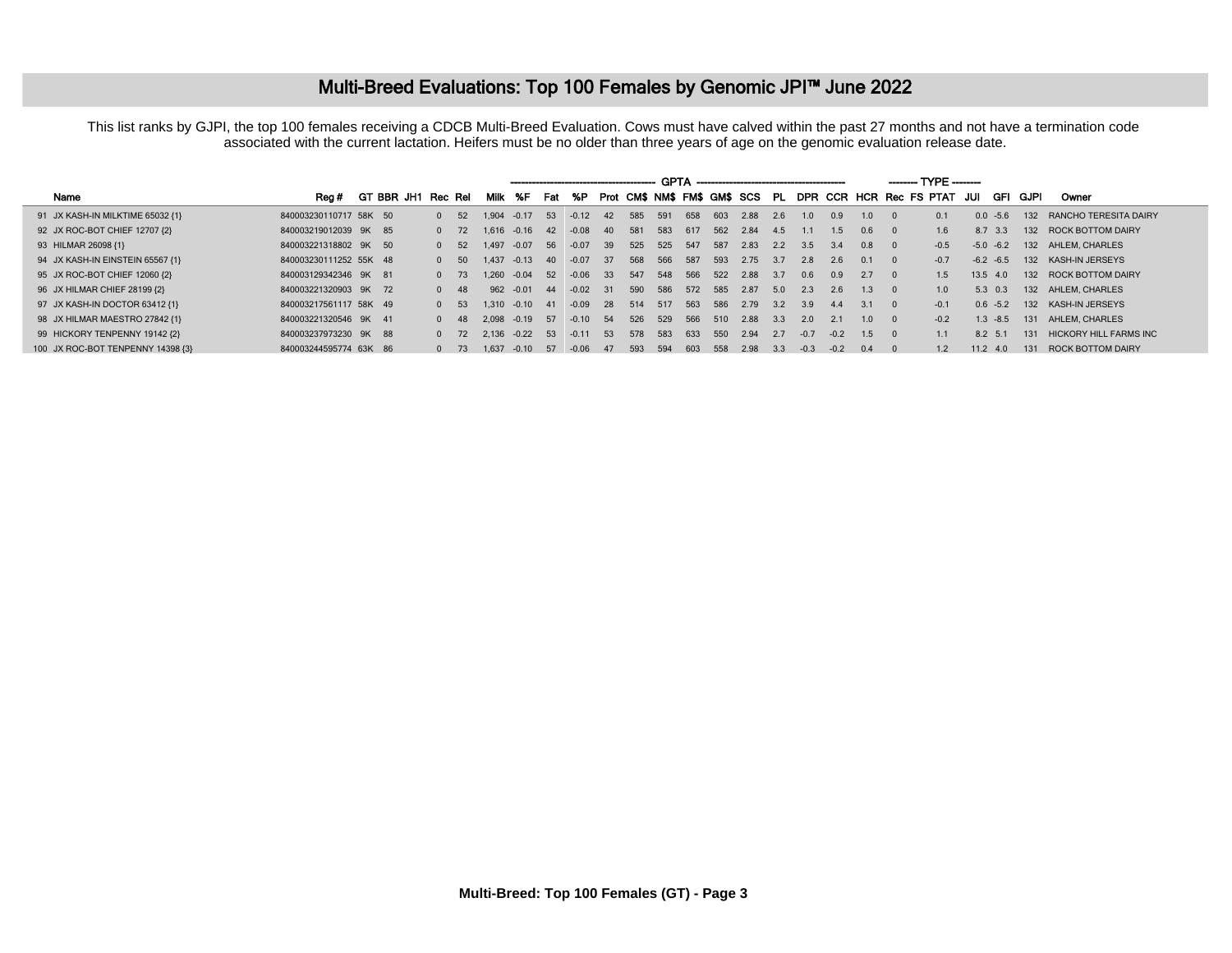# Multi-Breed Evaluations: Top 100 Females by Genomic JPI™ June 2022

This list ranks by GJPI, the top 100 females receiving a CDCB Multi-Breed Evaluation. Cows must have calved within the past 27 months and not have a termination code associated with the current lactation. Heifers must be no older than three years of age on the genomic evaluation release date.

| | Name | Reg # | GT | BBR | JH1 | Rec | Rel | GPTA | | | | | | | | | | | | | | | | TYPE | | | | | | |
|---|---|---|---|---|---|---|---|---|---|---|---|---|---|---|---|---|---|---|---|---|---|---|---|---|---|---|---|---|---|---|
| | | | | | | | | Milk | %F | Fat | %P | Prot | CM$ | NM$ | FM$ | GM$ | SCS | PL | DPR | CCR | HCR | | | Rec | FS | PTAT | JUI | GFI | GJPI | Owner |
| 91 | JX KASH-IN MILKTIME 65032 {1} | 840003230110717 | 58K | 50 | | 0 | 52 | 1,904 | -0.17 | 53 | -0.12 | 42 | 585 | 591 | 658 | 603 | 2.88 | 2.6 | 1.0 | 0.9 | 1.0 | | | 0 | | 0.1 | 0.0 | -5.6 | 132 | RANCHO TERESITA DAIRY |
| 92 | JX ROC-BOT CHIEF 12707 {2} | 840003219012039 | 9K | 85 | | 0 | 72 | 1,616 | -0.16 | 42 | -0.08 | 40 | 581 | 583 | 617 | 562 | 2.84 | 4.5 | 1.1 | 1.5 | 0.6 | | | 0 | | 1.6 | 8.7 | 3.3 | 132 | ROCK BOTTOM DAIRY |
| 93 | HILMAR 26098 {1} | 840003221318802 | 9K | 50 | | 0 | 52 | 1,497 | -0.07 | 56 | -0.07 | 39 | 525 | 525 | 547 | 587 | 2.83 | 2.2 | 3.5 | 3.4 | 0.8 | | | 0 | | -0.5 | -5.0 | -6.2 | 132 | AHLEM, CHARLES |
| 94 | JX KASH-IN EINSTEIN 65567 {1} | 840003230111252 | 55K | 48 | | 0 | 50 | 1,437 | -0.13 | 40 | -0.07 | 37 | 568 | 566 | 587 | 593 | 2.75 | 3.7 | 2.8 | 2.6 | 0.1 | | | 0 | | -0.7 | -6.2 | -6.5 | 132 | KASH-IN JERSEYS |
| 95 | JX ROC-BOT CHIEF 12060 {2} | 840003129342346 | 9K | 81 | | 0 | 73 | 1,260 | -0.04 | 52 | -0.06 | 33 | 547 | 548 | 566 | 522 | 2.88 | 3.7 | 0.6 | 0.9 | 2.7 | | | 0 | | 1.5 | 13.5 | 4.0 | 132 | ROCK BOTTOM DAIRY |
| 96 | JX HILMAR CHIEF 28199 {2} | 840003221320903 | 9K | 72 | | 0 | 48 | 962 | -0.01 | 44 | -0.02 | 31 | 590 | 586 | 572 | 585 | 2.87 | 5.0 | 2.3 | 2.6 | 1.3 | | | 0 | | 1.0 | 5.3 | 0.3 | 132 | AHLEM, CHARLES |
| 97 | JX KASH-IN DOCTOR 63412 {1} | 840003217561117 | 58K | 49 | | 0 | 53 | 1,310 | -0.10 | 41 | -0.09 | 28 | 514 | 517 | 563 | 586 | 2.79 | 3.2 | 3.9 | 4.4 | 3.1 | | | 0 | | -0.1 | 0.6 | -5.2 | 132 | KASH-IN JERSEYS |
| 98 | JX HILMAR MAESTRO 27842 {1} | 840003221320546 | 9K | 41 | | 0 | 48 | 2,098 | -0.19 | 57 | -0.10 | 54 | 526 | 529 | 566 | 510 | 2.88 | 3.3 | 2.0 | 2.1 | 1.0 | | | 0 | | -0.2 | 1.3 | -8.5 | 131 | AHLEM, CHARLES |
| 99 | HICKORY TENPENNY 19142 {2} | 840003237973230 | 9K | 88 | | 0 | 72 | 2,136 | -0.22 | 53 | -0.11 | 53 | 578 | 583 | 633 | 550 | 2.94 | 2.7 | -0.7 | -0.2 | 1.5 | | | 0 | | 1.1 | 8.2 | 5.1 | 131 | HICKORY HILL FARMS INC |
| 100 | JX ROC-BOT TENPENNY 14398 {3} | 840003244595774 | 63K | 86 | | 0 | 73 | 1,637 | -0.10 | 57 | -0.06 | 47 | 593 | 594 | 603 | 558 | 2.98 | 3.3 | -0.3 | -0.2 | 0.4 | | | 0 | | 1.2 | 11.2 | 4.0 | 131 | ROCK BOTTOM DAIRY |